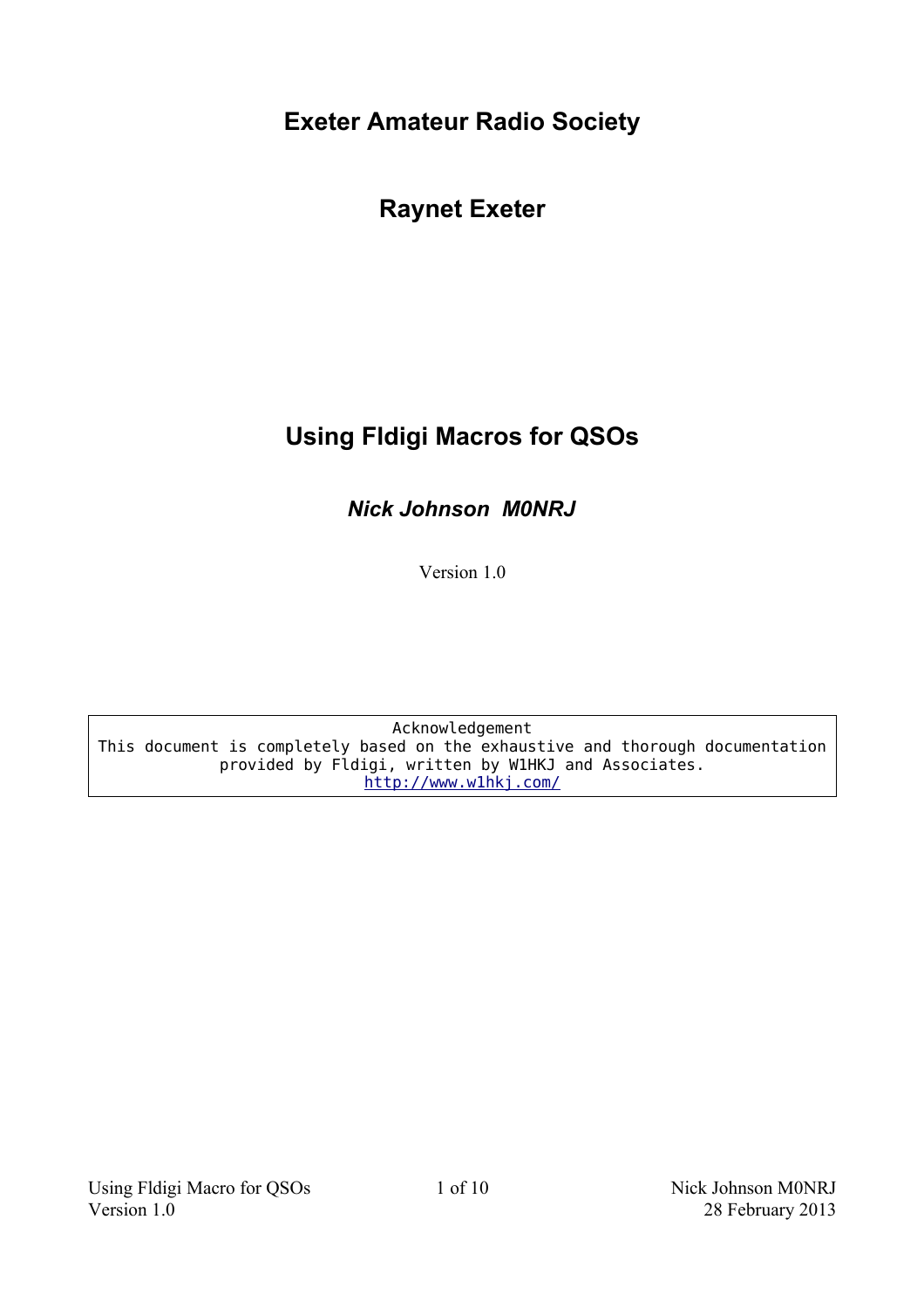# Exeter Amateur Radio Society

## Raynet Exeter

# Using Fldigi Macros for QSOs

### *Nick Johnson  M0NRJ*

Version 1.0

```
Acknowledgement
This document is completely based on the exhaustive and thorough documentation
provided by Fldigi, written by W1HKJ and Associates.
http://www.w1hkj.com/
```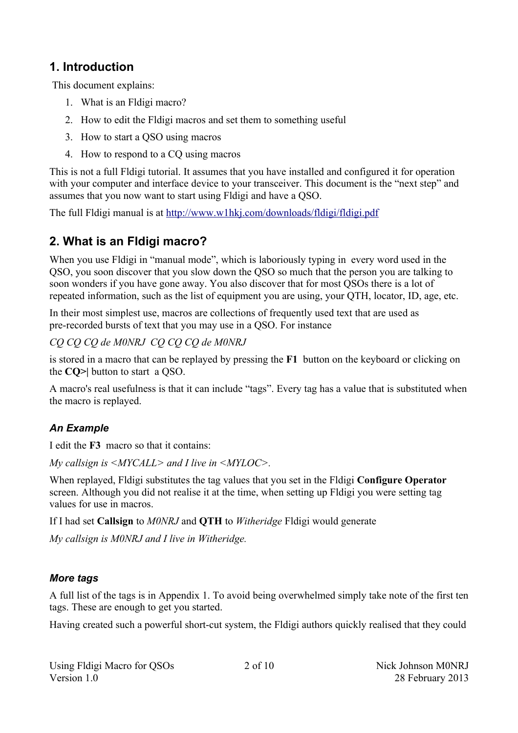## 1. Introduction

This document explains:

1. What is an Fldigi macro?
2. How to edit the Fldigi macros and set them to something useful
3. How to start a QSO using macros
4. How to respond to a CQ using macros

This is not a full Fldigi tutorial. It assumes that you have installed and configured it for operation with your computer and interface device to your transceiver. This document is the "next step" and assumes that you now want to start using Fldigi and have a QSO.

The full Fldigi manual is at http://www.w1hkj.com/downloads/fldigi/fldigi.pdf

## 2. What is an Fldigi macro?

When you use Fldigi in "manual mode", which is laboriously typing in every word used in the QSO, you soon discover that you slow down the QSO so much that the person you are talking to soon wonders if you have gone away. You also discover that for most QSOs there is a lot of repeated information, such as the list of equipment you are using, your QTH, locator, ID, age, etc.

In their most simplest use, macros are collections of frequently used text that are used as pre-recorded bursts of text that you may use in a QSO. For instance

*CQ CQ CQ de M0NRJ CQ CQ CQ de M0NRJ*

is stored in a macro that can be replayed by pressing the **F1** button on the keyboard or clicking on the **CQ>|** button to start a QSO.

A macro's real usefulness is that it can include "tags". Every tag has a value that is substituted when the macro is replayed.

### *An Example*

I edit the **F3** macro so that it contains:

*My callsign is <MYCALL> and I live in <MYLOC>.*

When replayed, Fldigi substitutes the tag values that you set in the Fldigi **Configure Operator** screen. Although you did not realise it at the time, when setting up Fldigi you were setting tag values for use in macros.

If I had set **Callsign** to *M0NRJ* and **QTH** to *Witheridge* Fldigi would generate

*My callsign is M0NRJ and I live in Witheridge.*

### *More tags*

A full list of the tags is in Appendix 1. To avoid being overwhelmed simply take note of the first ten tags. These are enough to get you started.

Having created such a powerful short-cut system, the Fldigi authors quickly realised that they could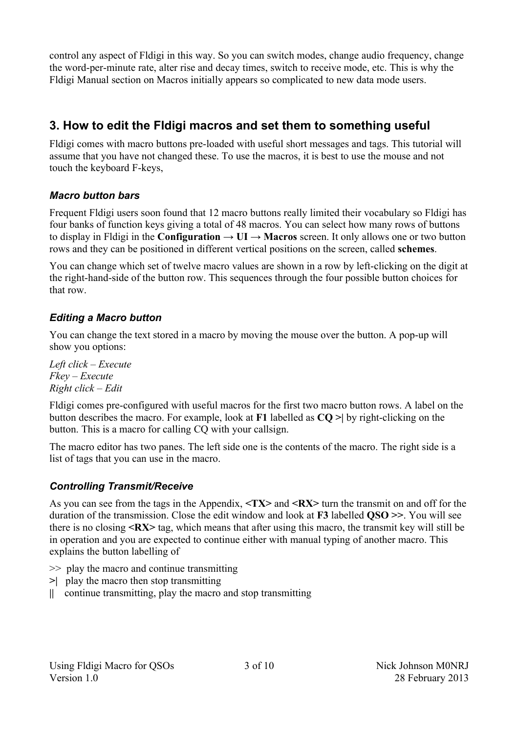control any aspect of Fldigi in this way. So you can switch modes, change audio frequency, change the word-per-minute rate, alter rise and decay times, switch to receive mode, etc. This is why the Fldigi Manual section on Macros initially appears so complicated to new data mode users.

## 3. How to edit the Fldigi macros and set them to something useful

Fldigi comes with macro buttons pre-loaded with useful short messages and tags. This tutorial will assume that you have not changed these. To use the macros, it is best to use the mouse and not touch the keyboard F-keys,

### *Macro button bars*

Frequent Fldigi users soon found that 12 macro buttons really limited their vocabulary so Fldigi has four banks of function keys giving a total of 48 macros. You can select how many rows of buttons to display in Fldigi in the **Configuration → UI → Macros** screen. It only allows one or two button rows and they can be positioned in different vertical positions on the screen, called **schemes**.

You can change which set of twelve macro values are shown in a row by left-clicking on the digit at the right-hand-side of the button row. This sequences through the four possible button choices for that row.

### *Editing a Macro button*

You can change the text stored in a macro by moving the mouse over the button. A pop-up will show you options:

*Left click – Execute*
*Fkey – Execute*
*Right click – Edit*

Fldigi comes pre-configured with useful macros for the first two macro button rows. A label on the button describes the macro. For example, look at **F1** labelled as **CQ >|** by right-clicking on the button. This is a macro for calling CQ with your callsign.

The macro editor has two panes. The left side one is the contents of the macro. The right side is a list of tags that you can use in the macro.

### *Controlling Transmit/Receive*

As you can see from the tags in the Appendix, **<TX>** and **<RX>** turn the transmit on and off for the duration of the transmission. Close the edit window and look at **F3** labelled **QSO >>**. You will see there is no closing **<RX>** tag, which means that after using this macro, the transmit key will still be in operation and you are expected to continue either with manual typing of another macro. This explains the button labelling of

\>> play the macro and continue transmitting
**>|** play the macro then stop transmitting
**||** continue transmitting, play the macro and stop transmitting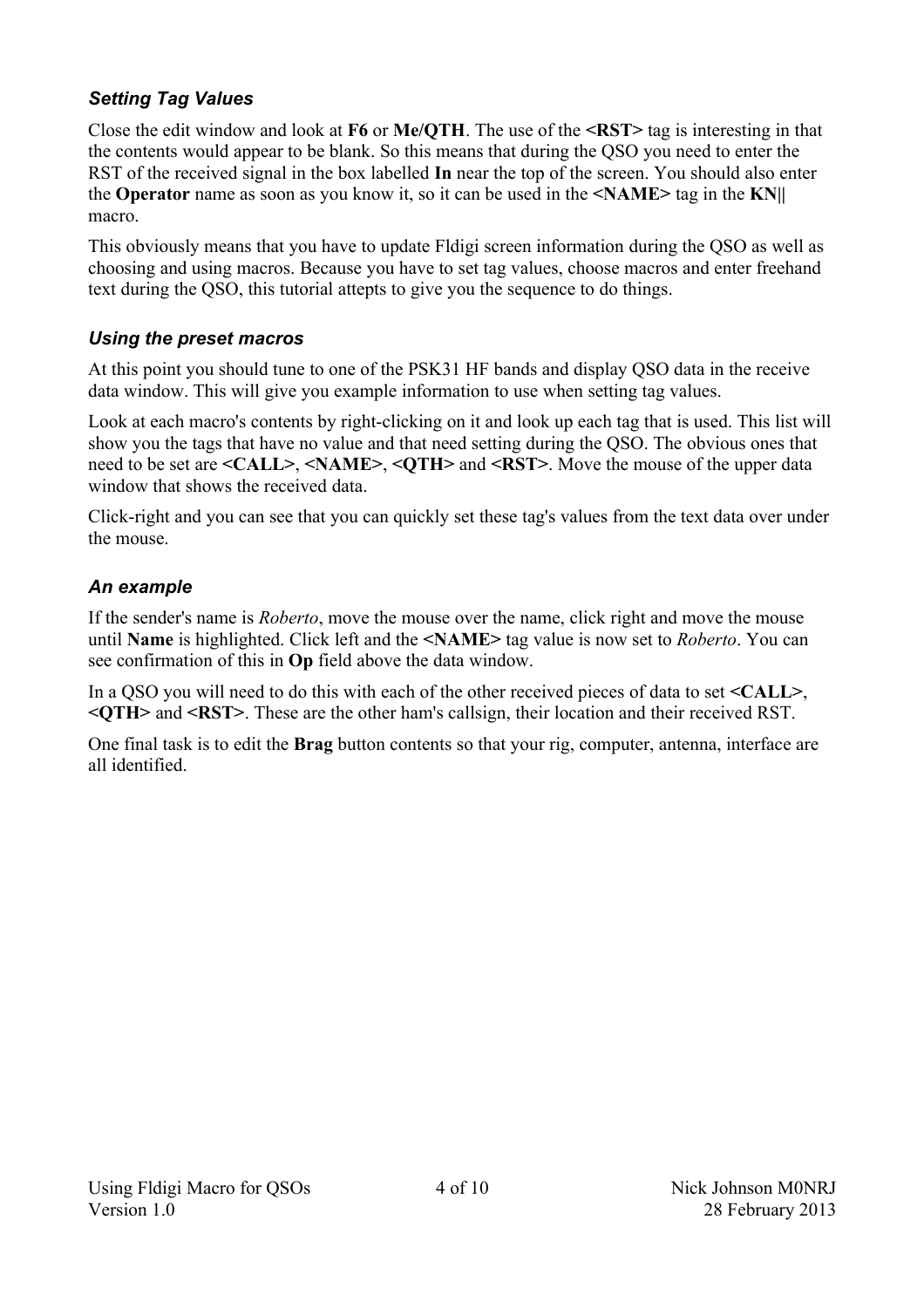### *Setting Tag Values*

Close the edit window and look at **F6** or **Me/QTH**. The use of the **<RST>** tag is interesting in that the contents would appear to be blank. So this means that during the QSO you need to enter the RST of the received signal in the box labelled **In** near the top of the screen. You should also enter the **Operator** name as soon as you know it, so it can be used in the **<NAME>** tag in the **KN||** macro.

This obviously means that you have to update Fldigi screen information during the QSO as well as choosing and using macros. Because you have to set tag values, choose macros and enter freehand text during the QSO, this tutorial attepts to give you the sequence to do things.

### *Using the preset macros*

At this point you should tune to one of the PSK31 HF bands and display QSO data in the receive data window. This will give you example information to use when setting tag values.

Look at each macro's contents by right-clicking on it and look up each tag that is used. This list will show you the tags that have no value and that need setting during the QSO. The obvious ones that need to be set are **<CALL>**, **<NAME>**, **<QTH>** and **<RST>**. Move the mouse of the upper data window that shows the received data.

Click-right and you can see that you can quickly set these tag's values from the text data over under the mouse.

### *An example*

If the sender's name is *Roberto*, move the mouse over the name, click right and move the mouse until **Name** is highlighted. Click left and the **<NAME>** tag value is now set to *Roberto*. You can see confirmation of this in **Op** field above the data window.

In a QSO you will need to do this with each of the other received pieces of data to set **<CALL>**, **<QTH>** and **<RST>**. These are the other ham's callsign, their location and their received RST.

One final task is to edit the **Brag** button contents so that your rig, computer, antenna, interface are all identified.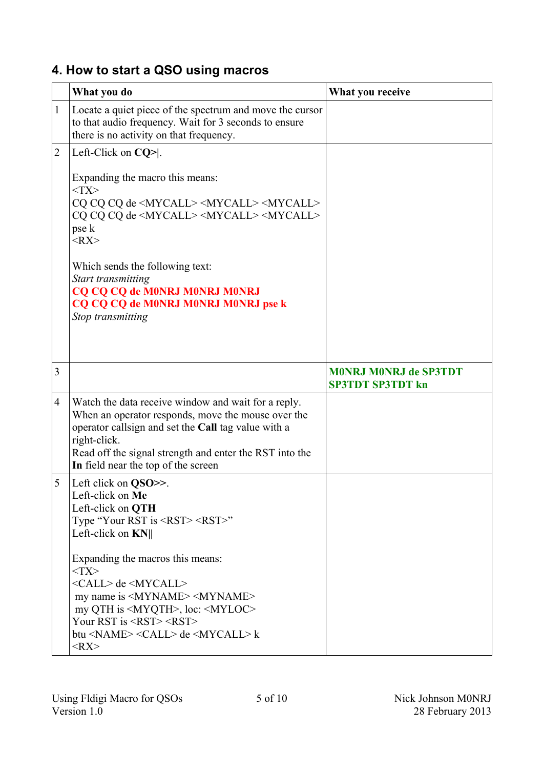## 4. How to start a QSO using macros

| | What you do | What you receive |
|---|---|---|
| 1 | Locate a quiet piece of the spectrum and move the cursor to that audio frequency. Wait for 3 seconds to ensure there is no activity on that frequency. | |
| 2 | Left-Click on **CQ>\|**.<br><br>Expanding the macro this means:<br><TX><br>CQ CQ CQ de <MYCALL> <MYCALL> <MYCALL><br>CQ CQ CQ de <MYCALL> <MYCALL> <MYCALL><br>pse k<br><RX><br><br>Which sends the following text:<br>*Start transmitting*<br>**CQ CQ CQ de M0NRJ M0NRJ M0NRJ**<br>**CQ CQ CQ de M0NRJ M0NRJ M0NRJ pse k**<br>*Stop transmitting* | |
| 3 | | **M0NRJ M0NRJ de SP3TDT SP3TDT SP3TDT kn** |
| 4 | Watch the data receive window and wait for a reply. When an operator responds, move the mouse over the operator callsign and set the **Call** tag value with a right-click.<br>Read off the signal strength and enter the RST into the **In** field near the top of the screen | |
| 5 | Left click on **QSO>>**.<br>Left-click on **Me**<br>Left-click on **QTH**<br>Type "Your RST is <RST> <RST>"<br>Left-click on **KN\|\|**<br><br>Expanding the macros this means:<br><TX><br><CALL> de <MYCALL><br>my name is <MYNAME> <MYNAME><br>my QTH is <MYQTH>, loc: <MYLOC><br>Your RST is <RST> <RST><br>btu <NAME> <CALL> de <MYCALL> k<br><RX> | |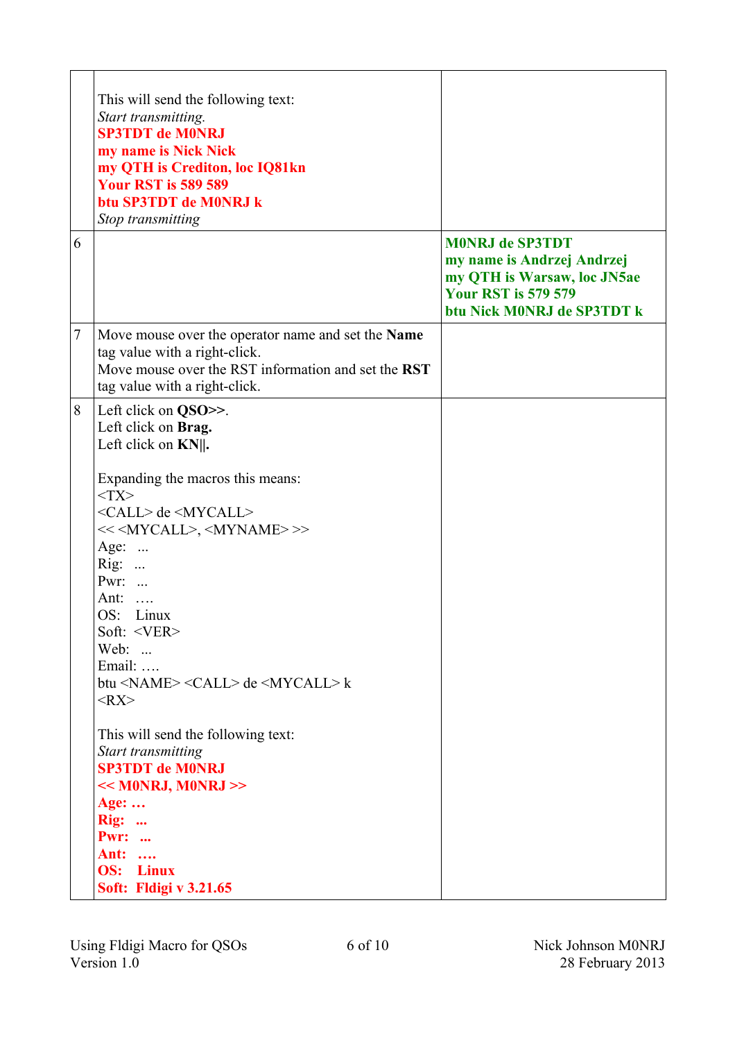| | | |
|---|---|---|
| | This will send the following text:<br>*Start transmitting.*<br>**SP3TDT de M0NRJ**<br>**my name is Nick Nick**<br>**my QTH is Crediton, loc IQ81kn**<br>**Your RST is 589 589**<br>**btu SP3TDT de M0NRJ k**<br>*Stop transmitting* | |
| 6 | | **M0NRJ de SP3TDT**<br>**my name is Andrzej Andrzej**<br>**my QTH is Warsaw, loc JN5ae**<br>**Your RST is 579 579**<br>**btu Nick M0NRJ de SP3TDT k** |
| 7 | Move mouse over the operator name and set the **Name** tag value with a right-click.<br>Move mouse over the RST information and set the **RST** tag value with a right-click. | |
| 8 | Left click on **QSO>>**.<br>Left click on **Brag.**<br>Left click on **KN‖.**<br><br>Expanding the macros this means:<br><TX><br><CALL> de <MYCALL><br><< <MYCALL>, <MYNAME> >><br>Age: ...<br>Rig: ...<br>Pwr: ...<br>Ant: ….<br>OS: Linux<br>Soft: <VER><br>Web: ...<br>Email: ….<br>btu <NAME> <CALL> de <MYCALL> k<br><RX><br><br>This will send the following text:<br>*Start transmitting*<br>**SP3TDT de M0NRJ**<br>**<< M0NRJ, M0NRJ >>**<br>**Age: …**<br>**Rig: ...**<br>**Pwr: ...**<br>**Ant: ….**<br>**OS: Linux**<br>**Soft: Fldigi v 3.21.65** | |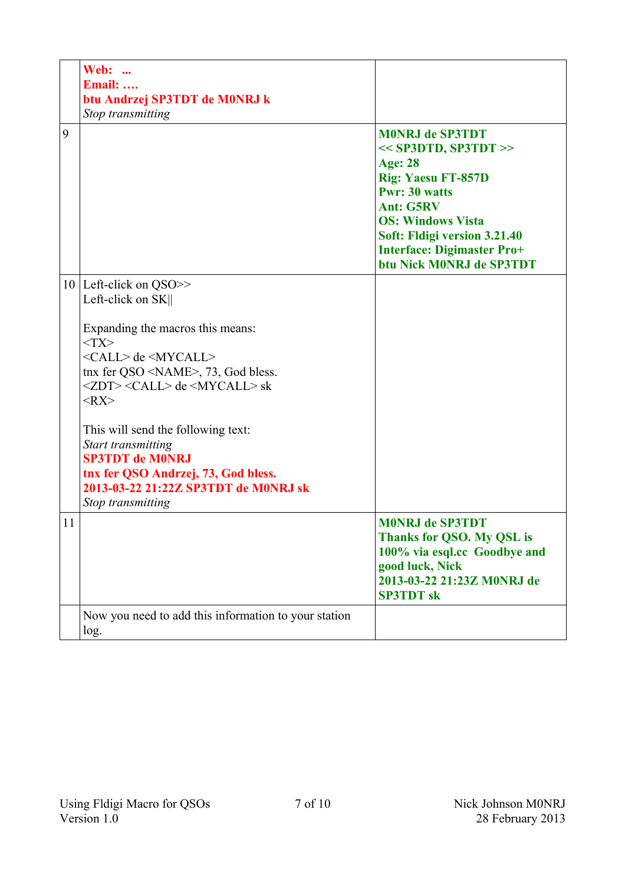| | | |
|---|---|---|
| | **Web: ...**<br>**Email: ….**<br>**btu Andrzej SP3TDT de M0NRJ k**<br>*Stop transmitting* | |
| 9 | | **M0NRJ de SP3TDT**<br>**<< SP3DTD, SP3TDT >>**<br>**Age: 28**<br>**Rig: Yaesu FT-857D**<br>**Pwr: 30 watts**<br>**Ant: G5RV**<br>**OS: Windows Vista**<br>**Soft: Fldigi version 3.21.40**<br>**Interface: Digimaster Pro+**<br>**btu Nick M0NRJ de SP3TDT** |
| 10 | Left-click on QSO>><br>Left-click on SK\|\|<br><br>Expanding the macros this means:<br><TX><br><CALL> de <MYCALL><br>tnx fer QSO <NAME>, 73, God bless.<br><ZDT> <CALL> de <MYCALL> sk<br><RX><br><br>This will send the following text:<br>*Start transmitting*<br>**SP3TDT de M0NRJ**<br>**tnx fer QSO Andrzej, 73, God bless.**<br>**2013-03-22 21:22Z SP3TDT de M0NRJ sk**<br>*Stop transmitting* | |
| 11 | | **M0NRJ de SP3TDT**<br>**Thanks for QSO. My QSL is 100% via esql.cc  Goodbye and good luck, Nick**<br>**2013-03-22 21:23Z M0NRJ de SP3TDT sk** |
| | Now you need to add this information to your station log. | |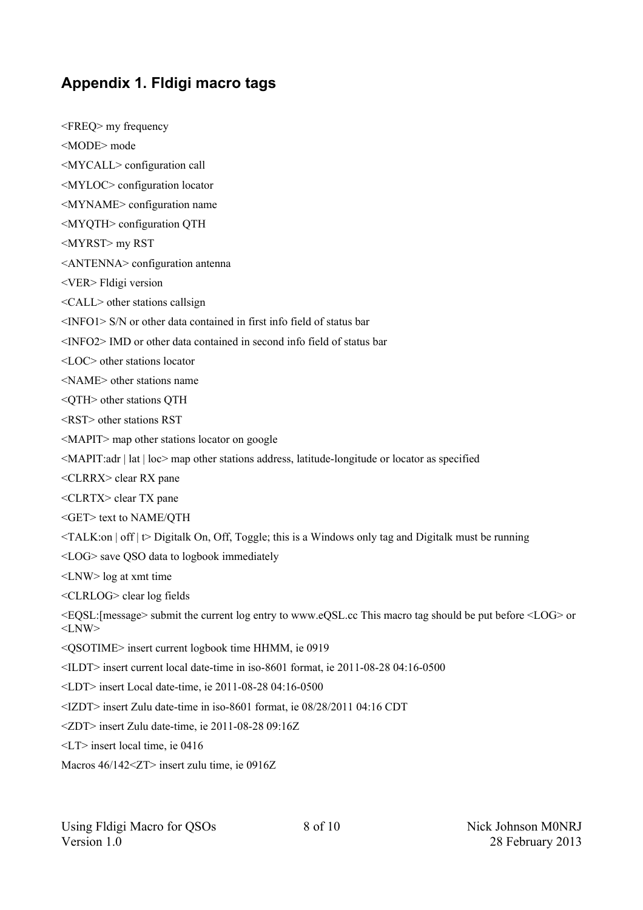## Appendix 1. Fldigi macro tags

<FREQ> my frequency

<MODE> mode

<MYCALL> configuration call

<MYLOC> configuration locator

<MYNAME> configuration name

<MYQTH> configuration QTH

<MYRST> my RST

<ANTENNA> configuration antenna

<VER> Fldigi version

<CALL> other stations callsign

<INFO1> S/N or other data contained in first info field of status bar

<INFO2> IMD or other data contained in second info field of status bar

<LOC> other stations locator

<NAME> other stations name

<QTH> other stations QTH

<RST> other stations RST

<MAPIT> map other stations locator on google

<MAPIT:adr | lat | loc> map other stations address, latitude-longitude or locator as specified

<CLRRX> clear RX pane

<CLRTX> clear TX pane

<GET> text to NAME/QTH

<TALK:on | off | t> Digitalk On, Off, Toggle; this is a Windows only tag and Digitalk must be running

<LOG> save QSO data to logbook immediately

<LNW> log at xmt time

<CLRLOG> clear log fields

<EQSL:[message> submit the current log entry to www.eQSL.cc This macro tag should be put before <LOG> or <LNW>

<QSOTIME> insert current logbook time HHMM, ie 0919

<ILDT> insert current local date-time in iso-8601 format, ie 2011-08-28 04:16-0500

<LDT> insert Local date-time, ie 2011-08-28 04:16-0500

<IZDT> insert Zulu date-time in iso-8601 format, ie 08/28/2011 04:16 CDT

<ZDT> insert Zulu date-time, ie 2011-08-28 09:16Z

<LT> insert local time, ie 0416

Macros 46/142<ZT> insert zulu time, ie 0916Z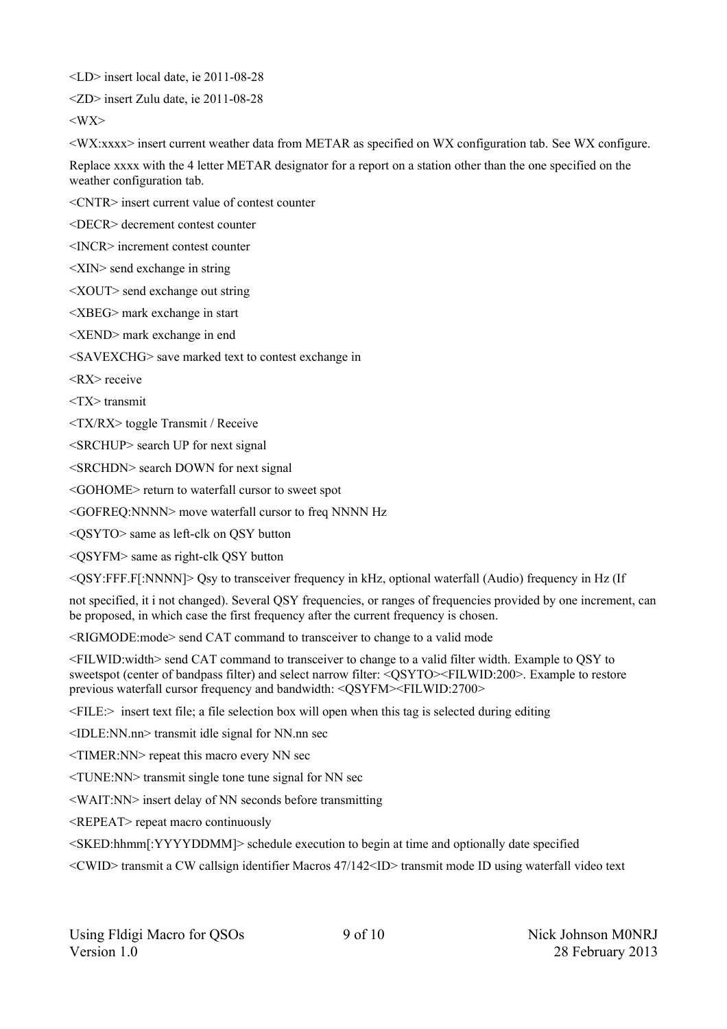<LD> insert local date, ie 2011-08-28

<ZD> insert Zulu date, ie 2011-08-28

<WX>

<WX:xxxx> insert current weather data from METAR as specified on WX configuration tab. See WX configure.

Replace xxxx with the 4 letter METAR designator for a report on a station other than the one specified on the weather configuration tab.

<CNTR> insert current value of contest counter

<DECR> decrement contest counter

<INCR> increment contest counter

<XIN> send exchange in string

<XOUT> send exchange out string

<XBEG> mark exchange in start

<XEND> mark exchange in end

<SAVEXCHG> save marked text to contest exchange in

<RX> receive

<TX> transmit

<TX/RX> toggle Transmit / Receive

<SRCHUP> search UP for next signal

<SRCHDN> search DOWN for next signal

<GOHOME> return to waterfall cursor to sweet spot

<GOFREQ:NNNN> move waterfall cursor to freq NNNN Hz

<QSYTO> same as left-clk on QSY button

<QSYFM> same as right-clk QSY button

<QSY:FFF.F[:NNNN]> Qsy to transceiver frequency in kHz, optional waterfall (Audio) frequency in Hz (If

not specified, it i not changed). Several QSY frequencies, or ranges of frequencies provided by one increment, can be proposed, in which case the first frequency after the current frequency is chosen.

<RIGMODE:mode> send CAT command to transceiver to change to a valid mode

<FILWID:width> send CAT command to transceiver to change to a valid filter width. Example to QSY to sweetspot (center of bandpass filter) and select narrow filter: <QSYTO><FILWID:200>. Example to restore previous waterfall cursor frequency and bandwidth: <QSYFM><FILWID:2700>

<FILE:> insert text file; a file selection box will open when this tag is selected during editing

<IDLE:NN.nn> transmit idle signal for NN.nn sec

<TIMER:NN> repeat this macro every NN sec

<TUNE:NN> transmit single tone tune signal for NN sec

<WAIT:NN> insert delay of NN seconds before transmitting

<REPEAT> repeat macro continuously

<SKED:hhmm[:YYYYDDMM]> schedule execution to begin at time and optionally date specified

<CWID> transmit a CW callsign identifier Macros 47/142<ID> transmit mode ID using waterfall video text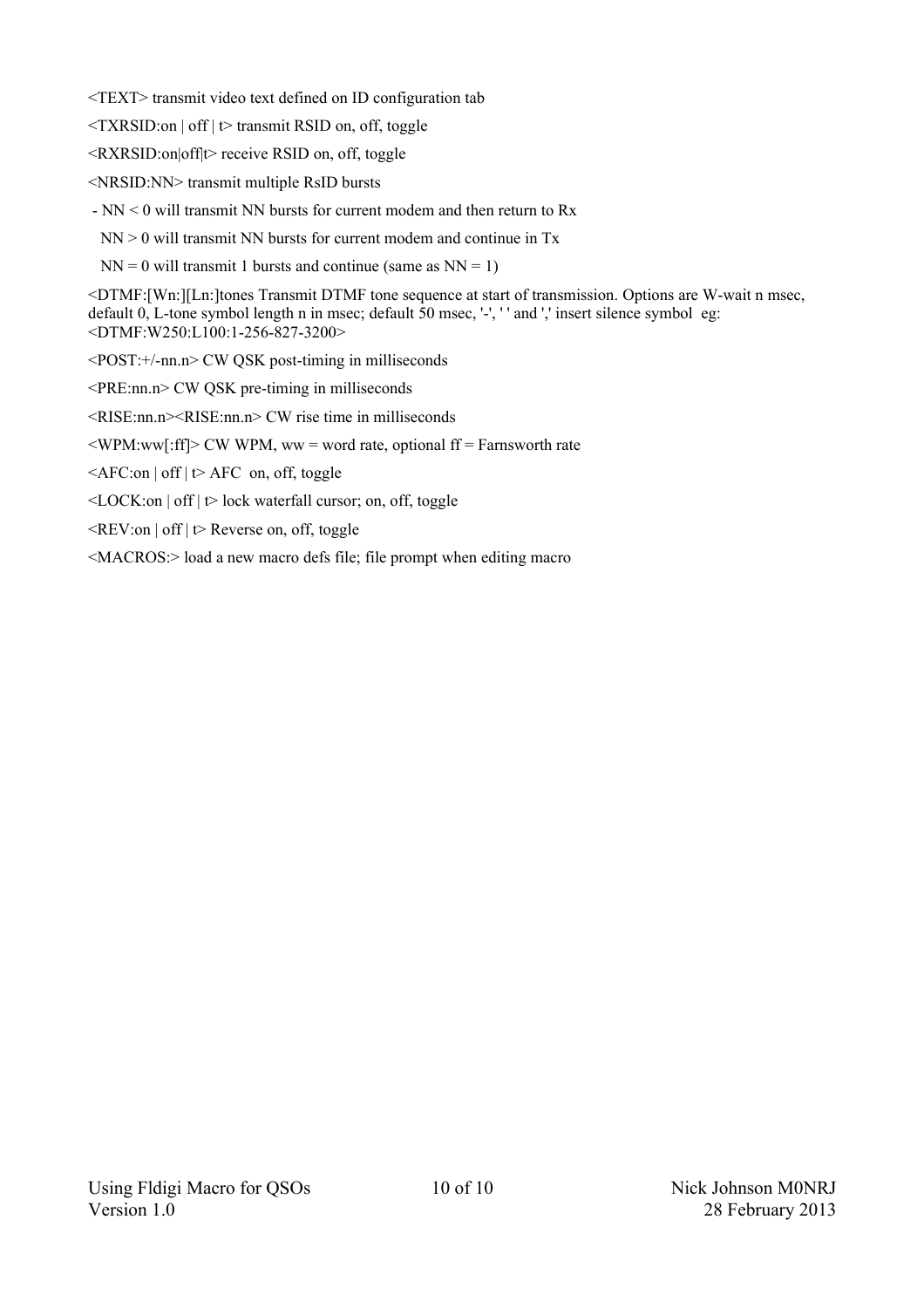<TEXT> transmit video text defined on ID configuration tab

<TXRSID:on | off | t> transmit RSID on, off, toggle

<RXRSID:on|off|t> receive RSID on, off, toggle

<NRSID:NN> transmit multiple RsID bursts

- NN < 0 will transmit NN bursts for current modem and then return to Rx

  NN > 0 will transmit NN bursts for current modem and continue in Tx

  NN = 0 will transmit 1 bursts and continue (same as NN = 1)

<DTMF:[Wn:][Ln:]tones Transmit DTMF tone sequence at start of transmission. Options are W-wait n msec, default 0, L-tone symbol length n in msec; default 50 msec, '-', ' ' and ',' insert silence symbol eg: <DTMF:W250:L100:1-256-827-3200>

<POST:+/-nn.n> CW QSK post-timing in milliseconds

<PRE:nn.n> CW QSK pre-timing in milliseconds

<RISE:nn.n><RISE:nn.n> CW rise time in milliseconds

<WPM:ww[:ff]> CW WPM, ww = word rate, optional ff = Farnsworth rate

<AFC:on | off | t> AFC on, off, toggle

<LOCK:on | off | t> lock waterfall cursor; on, off, toggle

<REV:on | off | t> Reverse on, off, toggle

<MACROS:> load a new macro defs file; file prompt when editing macro